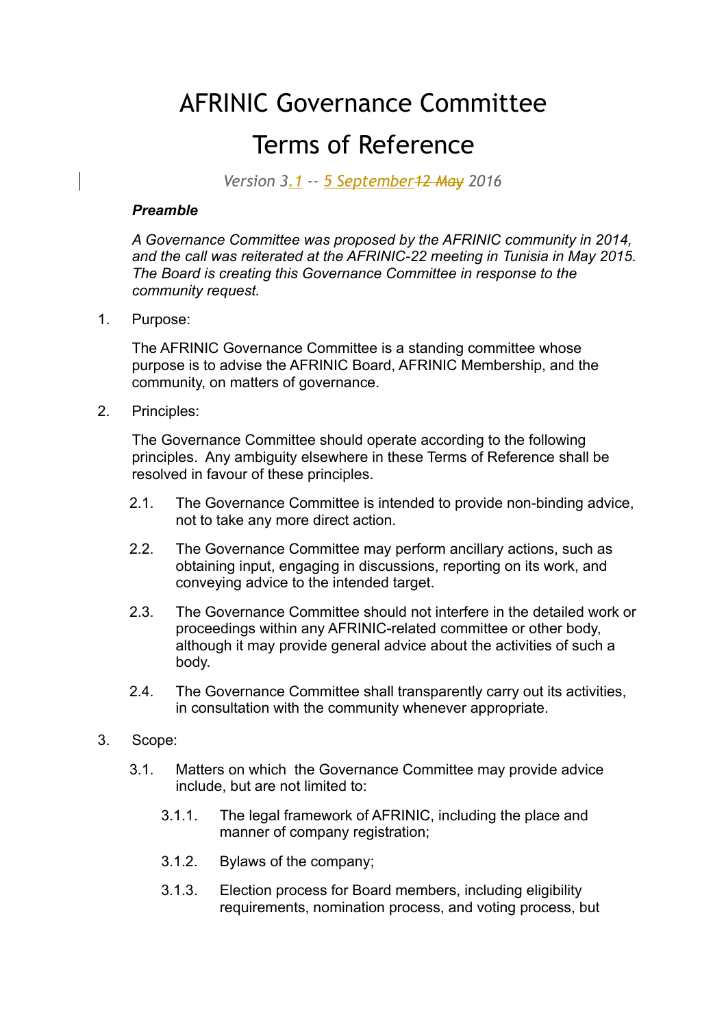# AFRINIC Governance Committee

# Terms of Reference

*Version 3.1 -- 5 September ~~12 May~~ 2016*

***Preamble***

*A Governance Committee was proposed by the AFRINIC community in 2014, and the call was reiterated at the AFRINIC-22 meeting in Tunisia in May 2015. The Board is creating this Governance Committee in response to the community request.*

1. Purpose:

   The AFRINIC Governance Committee is a standing committee whose purpose is to advise the AFRINIC Board, AFRINIC Membership, and the community, on matters of governance.

2. Principles:

   The Governance Committee should operate according to the following principles. Any ambiguity elsewhere in these Terms of Reference shall be resolved in favour of these principles.

   2.1. The Governance Committee is intended to provide non-binding advice, not to take any more direct action.

   2.2. The Governance Committee may perform ancillary actions, such as obtaining input, engaging in discussions, reporting on its work, and conveying advice to the intended target.

   2.3. The Governance Committee should not interfere in the detailed work or proceedings within any AFRINIC-related committee or other body, although it may provide general advice about the activities of such a body.

   2.4. The Governance Committee shall transparently carry out its activities, in consultation with the community whenever appropriate.

3. Scope:

   3.1. Matters on which the Governance Committee may provide advice include, but are not limited to:

      3.1.1. The legal framework of AFRINIC, including the place and manner of company registration;

      3.1.2. Bylaws of the company;

      3.1.3. Election process for Board members, including eligibility requirements, nomination process, and voting process, but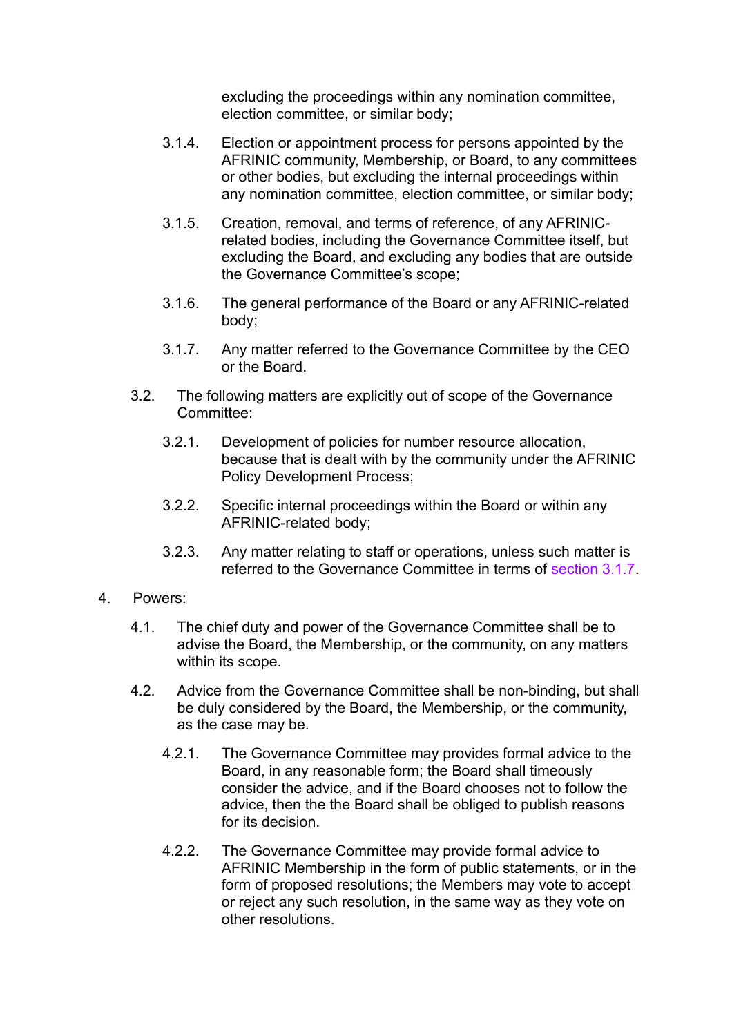excluding the proceedings within any nomination committee, election committee, or similar body;

3.1.4. Election or appointment process for persons appointed by the AFRINIC community, Membership, or Board, to any committees or other bodies, but excluding the internal proceedings within any nomination committee, election committee, or similar body;

3.1.5. Creation, removal, and terms of reference, of any AFRINIC-related bodies, including the Governance Committee itself, but excluding the Board, and excluding any bodies that are outside the Governance Committee's scope;

3.1.6. The general performance of the Board or any AFRINIC-related body;

3.1.7. Any matter referred to the Governance Committee by the CEO or the Board.

3.2. The following matters are explicitly out of scope of the Governance Committee:

3.2.1. Development of policies for number resource allocation, because that is dealt with by the community under the AFRINIC Policy Development Process;

3.2.2. Specific internal proceedings within the Board or within any AFRINIC-related body;

3.2.3. Any matter relating to staff or operations, unless such matter is referred to the Governance Committee in terms of section 3.1.7.

4. Powers:

4.1. The chief duty and power of the Governance Committee shall be to advise the Board, the Membership, or the community, on any matters within its scope.

4.2. Advice from the Governance Committee shall be non-binding, but shall be duly considered by the Board, the Membership, or the community, as the case may be.

4.2.1. The Governance Committee may provides formal advice to the Board, in any reasonable form; the Board shall timeously consider the advice, and if the Board chooses not to follow the advice, then the the Board shall be obliged to publish reasons for its decision.

4.2.2. The Governance Committee may provide formal advice to AFRINIC Membership in the form of public statements, or in the form of proposed resolutions; the Members may vote to accept or reject any such resolution, in the same way as they vote on other resolutions.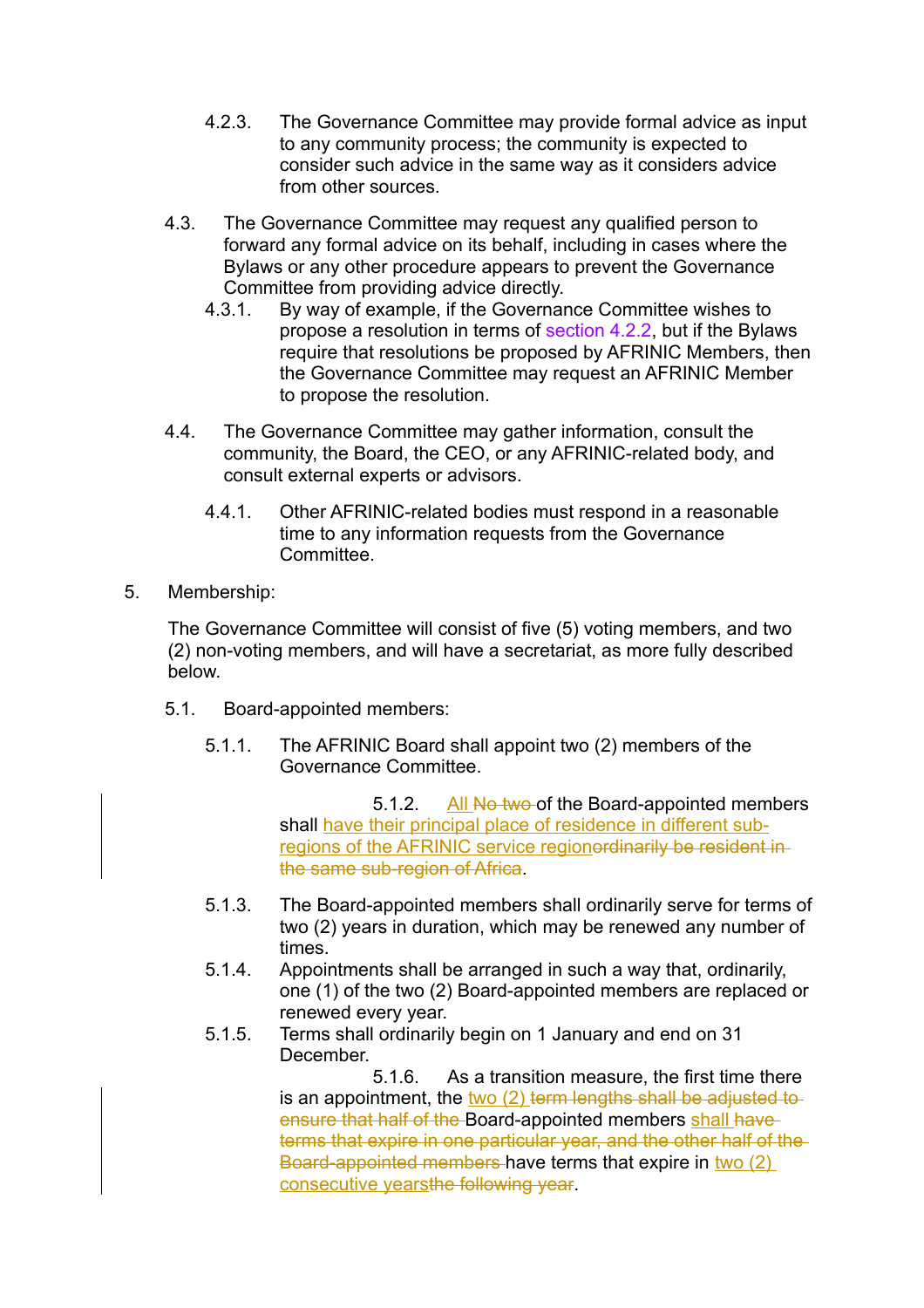4.2.3. The Governance Committee may provide formal advice as input to any community process; the community is expected to consider such advice in the same way as it considers advice from other sources.

4.3. The Governance Committee may request any qualified person to forward any formal advice on its behalf, including in cases where the Bylaws or any other procedure appears to prevent the Governance Committee from providing advice directly.

4.3.1. By way of example, if the Governance Committee wishes to propose a resolution in terms of section 4.2.2, but if the Bylaws require that resolutions be proposed by AFRINIC Members, then the Governance Committee may request an AFRINIC Member to propose the resolution.

4.4. The Governance Committee may gather information, consult the community, the Board, the CEO, or any AFRINIC-related body, and consult external experts or advisors.

4.4.1. Other AFRINIC-related bodies must respond in a reasonable time to any information requests from the Governance Committee.

5. Membership:

The Governance Committee will consist of five (5) voting members, and two (2) non-voting members, and will have a secretariat, as more fully described below.

5.1. Board-appointed members:

5.1.1. The AFRINIC Board shall appoint two (2) members of the Governance Committee.

5.1.2. All ~~No two~~ of the Board-appointed members shall have their principal place of residence in different sub-regions of the AFRINIC service region~~ordinarily be resident in the same sub-region of Africa~~.

5.1.3. The Board-appointed members shall ordinarily serve for terms of two (2) years in duration, which may be renewed any number of times.

5.1.4. Appointments shall be arranged in such a way that, ordinarily, one (1) of the two (2) Board-appointed members are replaced or renewed every year.

5.1.5. Terms shall ordinarily begin on 1 January and end on 31 December.

5.1.6. As a transition measure, the first time there is an appointment, the two (2) ~~term lengths shall be adjusted to ensure that half of the~~ Board-appointed members shall ~~have terms that expire in one particular year, and the other half of the Board-appointed members~~ have terms that expire in two (2) consecutive years~~the following year~~.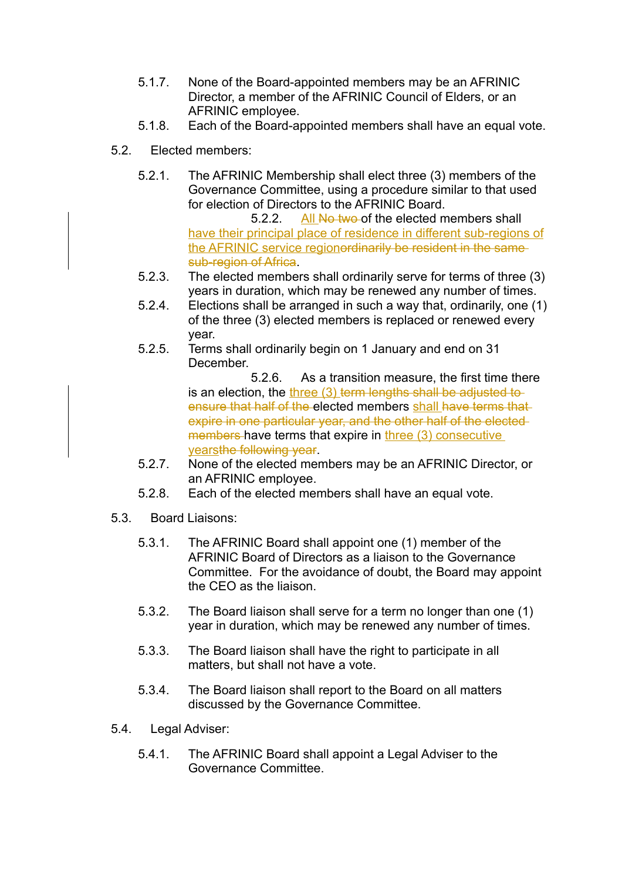5.1.7. None of the Board-appointed members may be an AFRINIC Director, a member of the AFRINIC Council of Elders, or an AFRINIC employee.

5.1.8. Each of the Board-appointed members shall have an equal vote.

5.2. Elected members:

5.2.1. The AFRINIC Membership shall elect three (3) members of the Governance Committee, using a procedure similar to that used for election of Directors to the AFRINIC Board.

5.2.2. All ~~No two~~ of the elected members shall have their principal place of residence in different sub-regions of the AFRINIC service region~~ordinarily be resident in the same sub-region of Africa~~.

5.2.3. The elected members shall ordinarily serve for terms of three (3) years in duration, which may be renewed any number of times.

5.2.4. Elections shall be arranged in such a way that, ordinarily, one (1) of the three (3) elected members is replaced or renewed every year.

5.2.5. Terms shall ordinarily begin on 1 January and end on 31 December.

5.2.6. As a transition measure, the first time there is an election, the three (3) ~~term lengths shall be adjusted to ensure that half of the~~ elected members shall ~~have terms that expire in one particular year, and the other half of the elected members~~ have terms that expire in three (3) consecutive years~~the following year~~.

5.2.7. None of the elected members may be an AFRINIC Director, or an AFRINIC employee.

5.2.8. Each of the elected members shall have an equal vote.

5.3. Board Liaisons:

5.3.1. The AFRINIC Board shall appoint one (1) member of the AFRINIC Board of Directors as a liaison to the Governance Committee. For the avoidance of doubt, the Board may appoint the CEO as the liaison.

5.3.2. The Board liaison shall serve for a term no longer than one (1) year in duration, which may be renewed any number of times.

5.3.3. The Board liaison shall have the right to participate in all matters, but shall not have a vote.

5.3.4. The Board liaison shall report to the Board on all matters discussed by the Governance Committee.

5.4. Legal Adviser:

5.4.1. The AFRINIC Board shall appoint a Legal Adviser to the Governance Committee.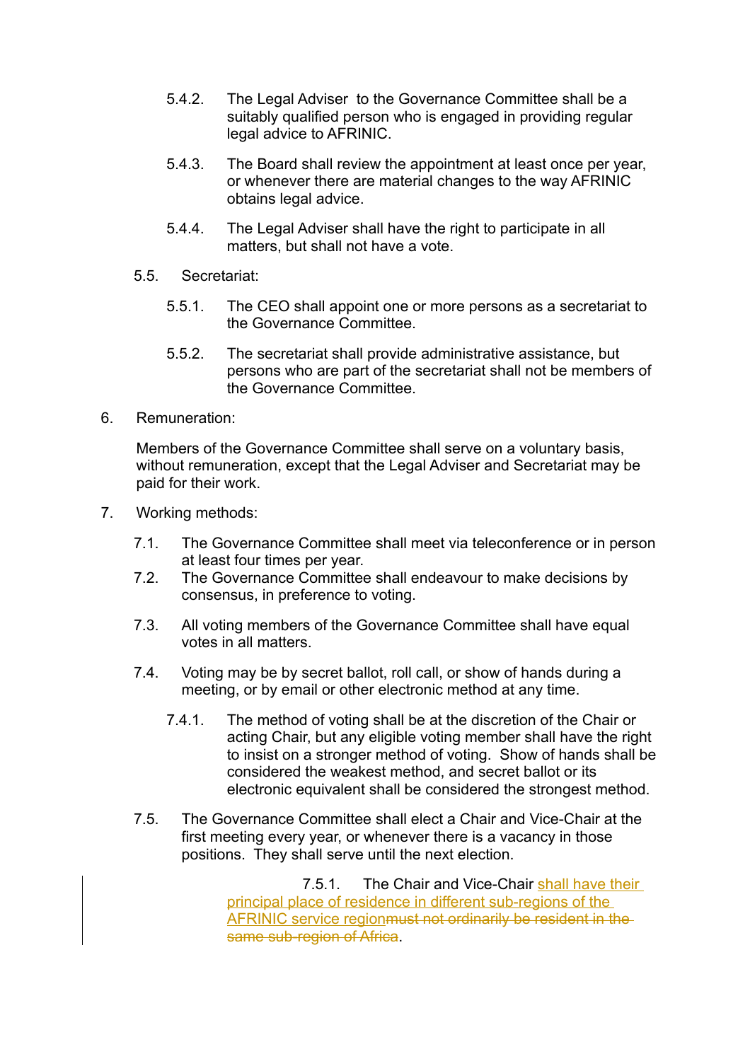5.4.2. The Legal Adviser to the Governance Committee shall be a suitably qualified person who is engaged in providing regular legal advice to AFRINIC.

5.4.3. The Board shall review the appointment at least once per year, or whenever there are material changes to the way AFRINIC obtains legal advice.

5.4.4. The Legal Adviser shall have the right to participate in all matters, but shall not have a vote.

5.5. Secretariat:

5.5.1. The CEO shall appoint one or more persons as a secretariat to the Governance Committee.

5.5.2. The secretariat shall provide administrative assistance, but persons who are part of the secretariat shall not be members of the Governance Committee.

6. Remuneration:

Members of the Governance Committee shall serve on a voluntary basis, without remuneration, except that the Legal Adviser and Secretariat may be paid for their work.

7. Working methods:

7.1. The Governance Committee shall meet via teleconference or in person at least four times per year.

7.2. The Governance Committee shall endeavour to make decisions by consensus, in preference to voting.

7.3. All voting members of the Governance Committee shall have equal votes in all matters.

7.4. Voting may be by secret ballot, roll call, or show of hands during a meeting, or by email or other electronic method at any time.

7.4.1. The method of voting shall be at the discretion of the Chair or acting Chair, but any eligible voting member shall have the right to insist on a stronger method of voting. Show of hands shall be considered the weakest method, and secret ballot or its electronic equivalent shall be considered the strongest method.

7.5. The Governance Committee shall elect a Chair and Vice-Chair at the first meeting every year, or whenever there is a vacancy in those positions. They shall serve until the next election.

7.5.1. The Chair and Vice-Chair shall have their principal place of residence in different sub-regions of the AFRINIC service region~~must not ordinarily be resident in the same sub-region of Africa~~.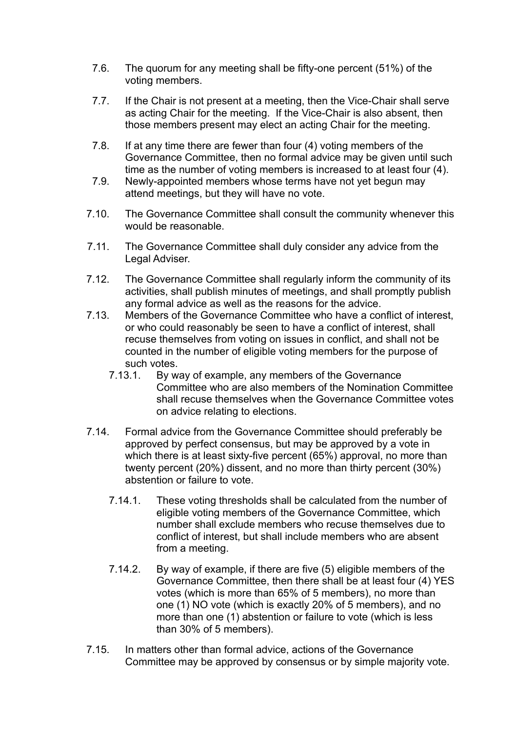7.6. The quorum for any meeting shall be fifty-one percent (51%) of the voting members.

7.7. If the Chair is not present at a meeting, then the Vice-Chair shall serve as acting Chair for the meeting. If the Vice-Chair is also absent, then those members present may elect an acting Chair for the meeting.

7.8. If at any time there are fewer than four (4) voting members of the Governance Committee, then no formal advice may be given until such time as the number of voting members is increased to at least four (4).

7.9. Newly-appointed members whose terms have not yet begun may attend meetings, but they will have no vote.

7.10. The Governance Committee shall consult the community whenever this would be reasonable.

7.11. The Governance Committee shall duly consider any advice from the Legal Adviser.

7.12. The Governance Committee shall regularly inform the community of its activities, shall publish minutes of meetings, and shall promptly publish any formal advice as well as the reasons for the advice.

7.13. Members of the Governance Committee who have a conflict of interest, or who could reasonably be seen to have a conflict of interest, shall recuse themselves from voting on issues in conflict, and shall not be counted in the number of eligible voting members for the purpose of such votes.

- 7.13.1. By way of example, any members of the Governance Committee who are also members of the Nomination Committee shall recuse themselves when the Governance Committee votes on advice relating to elections.

7.14. Formal advice from the Governance Committee should preferably be approved by perfect consensus, but may be approved by a vote in which there is at least sixty-five percent (65%) approval, no more than twenty percent (20%) dissent, and no more than thirty percent (30%) abstention or failure to vote.

- 7.14.1. These voting thresholds shall be calculated from the number of eligible voting members of the Governance Committee, which number shall exclude members who recuse themselves due to conflict of interest, but shall include members who are absent from a meeting.

- 7.14.2. By way of example, if there are five (5) eligible members of the Governance Committee, then there shall be at least four (4) YES votes (which is more than 65% of 5 members), no more than one (1) NO vote (which is exactly 20% of 5 members), and no more than one (1) abstention or failure to vote (which is less than 30% of 5 members).

7.15. In matters other than formal advice, actions of the Governance Committee may be approved by consensus or by simple majority vote.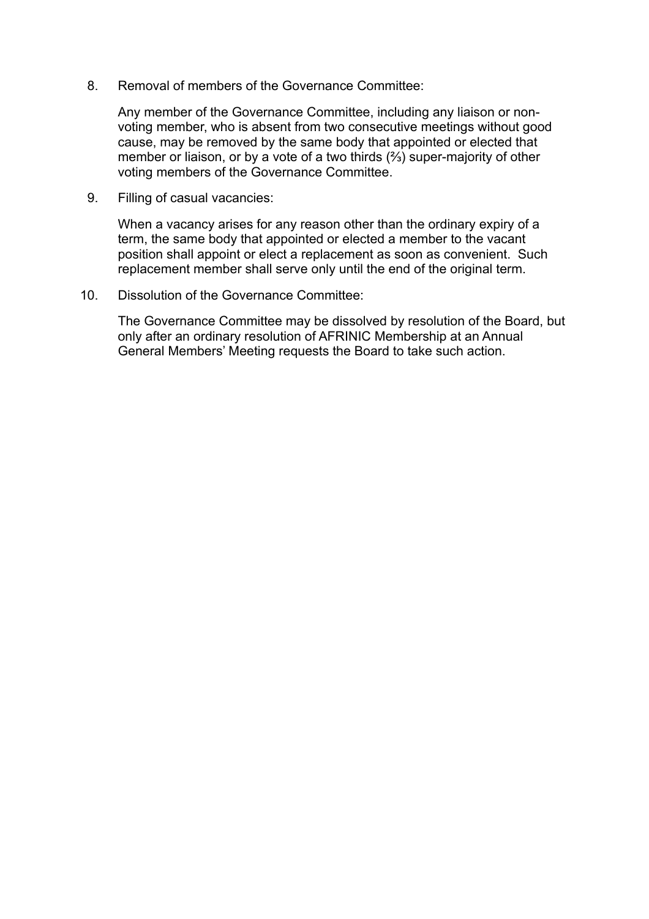8. Removal of members of the Governance Committee:

   Any member of the Governance Committee, including any liaison or non-voting member, who is absent from two consecutive meetings without good cause, may be removed by the same body that appointed or elected that member or liaison, or by a vote of a two thirds (⅔) super-majority of other voting members of the Governance Committee.

9. Filling of casual vacancies:

   When a vacancy arises for any reason other than the ordinary expiry of a term, the same body that appointed or elected a member to the vacant position shall appoint or elect a replacement as soon as convenient. Such replacement member shall serve only until the end of the original term.

10. Dissolution of the Governance Committee:

    The Governance Committee may be dissolved by resolution of the Board, but only after an ordinary resolution of AFRINIC Membership at an Annual General Members' Meeting requests the Board to take such action.